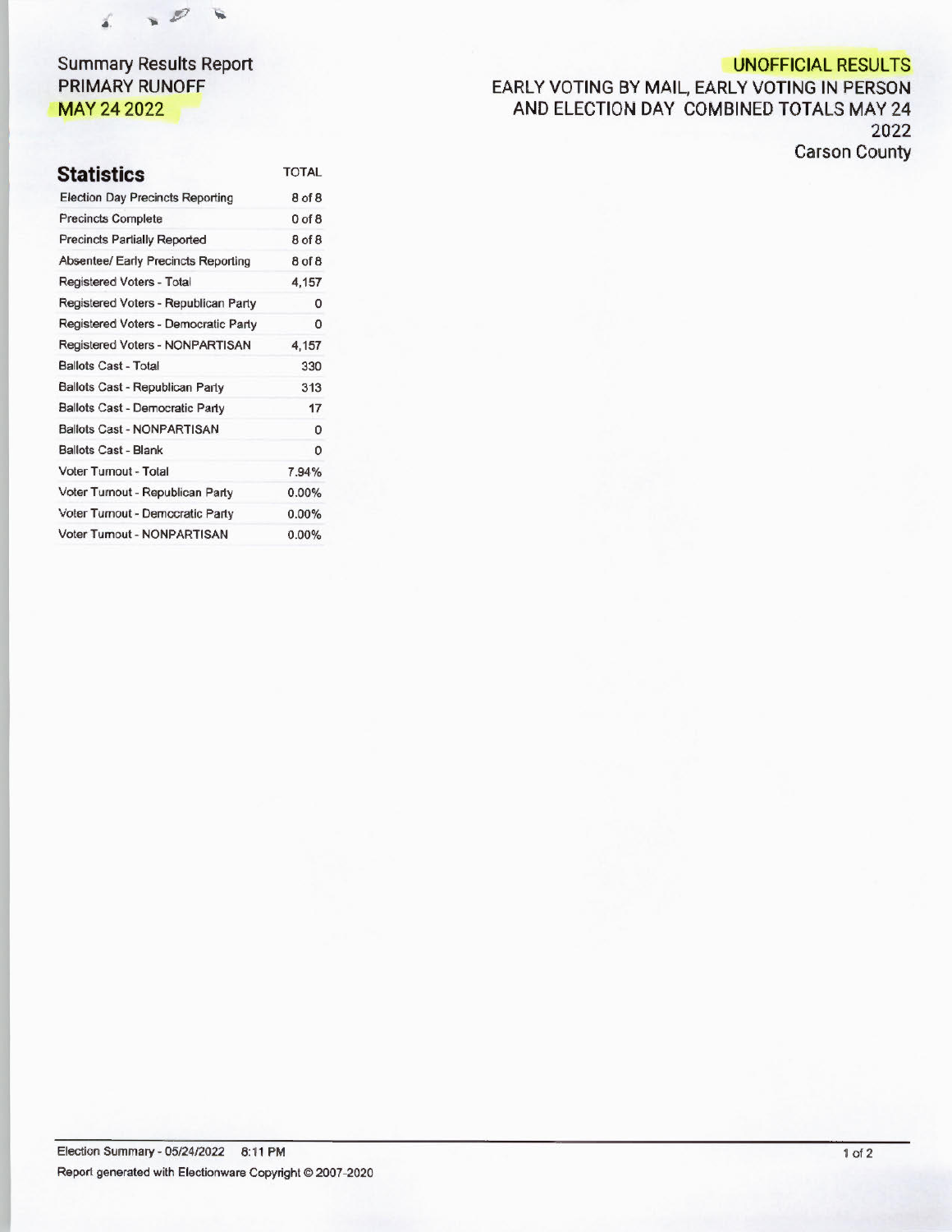Summary Results Report
PRIMARY RUNOFF
MAY 24 2022

UNOFFICIAL RESULTS
EARLY VOTING BY MAIL, EARLY VOTING IN PERSON AND ELECTION DAY COMBINED TOTALS MAY 24 2022
Carson County

## Statistics

| Statistics | TOTAL |
| --- | --- |
| Election Day Precincts Reporting | 8 of 8 |
| Precincts Complete | 0 of 8 |
| Precincts Partially Reported | 8 of 8 |
| Absentee/ Early Precincts Reporting | 8 of 8 |
| Registered Voters - Total | 4,157 |
| Registered Voters - Republican Party | 0 |
| Registered Voters - Democratic Party | 0 |
| Registered Voters - NONPARTISAN | 4,157 |
| Ballots Cast - Total | 330 |
| Ballots Cast - Republican Party | 313 |
| Ballots Cast - Democratic Party | 17 |
| Ballots Cast - NONPARTISAN | 0 |
| Ballots Cast - Blank | 0 |
| Voter Turnout - Total | 7.94% |
| Voter Turnout - Republican Party | 0.00% |
| Voter Turnout - Democratic Party | 0.00% |
| Voter Turnout - NONPARTISAN | 0.00% |

Election Summary - 05/24/2022 8:11 PM
Report generated with Electionware Copyright © 2007-2020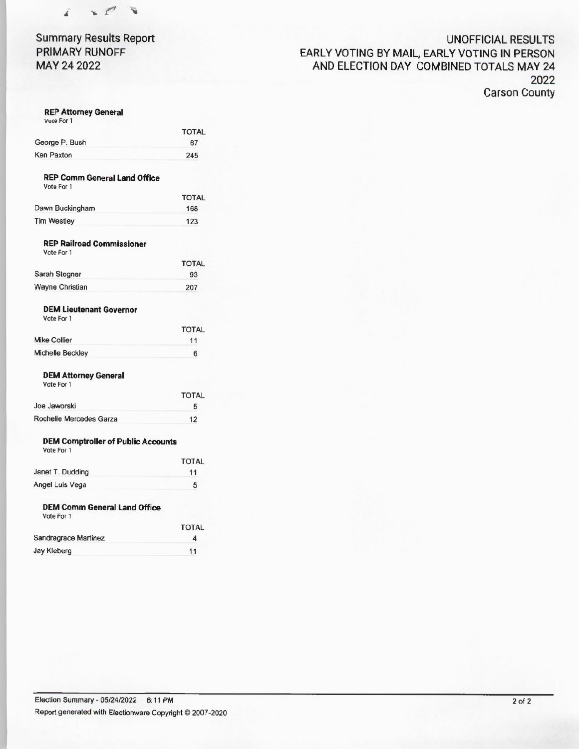Summary Results Report
PRIMARY RUNOFF
MAY 24 2022

UNOFFICIAL RESULTS
EARLY VOTING BY MAIL, EARLY VOTING IN PERSON AND ELECTION DAY COMBINED TOTALS MAY 24 2022
Carson County

**REP Attorney General**
Vote For 1

| | TOTAL |
|---|---|
| George P. Bush | 67 |
| Ken Paxton | 245 |

**REP Comm General Land Office**
Vote For 1

| | TOTAL |
|---|---|
| Dawn Buckingham | 168 |
| Tim Westley | 123 |

**REP Railroad Commissioner**
Vote For 1

| | TOTAL |
|---|---|
| Sarah Stogner | 93 |
| Wayne Christian | 207 |

**DEM Lieutenant Governor**
Vote For 1

| | TOTAL |
|---|---|
| Mike Collier | 11 |
| Michelle Beckley | 6 |

**DEM Attorney General**
Vote For 1

| | TOTAL |
|---|---|
| Joe Jaworski | 5 |
| Rochelle Mercedes Garza | 12 |

**DEM Comptroller of Public Accounts**
Vote For 1

| | TOTAL |
|---|---|
| Janet T. Dudding | 11 |
| Angel Luis Vega | 5 |

**DEM Comm General Land Office**
Vote For 1

| | TOTAL |
|---|---|
| Sandragrace Martinez | 4 |
| Jay Kleberg | 11 |

Election Summary - 05/24/2022 8:11 PM
Report generated with Electionware Copyright © 2007-2020